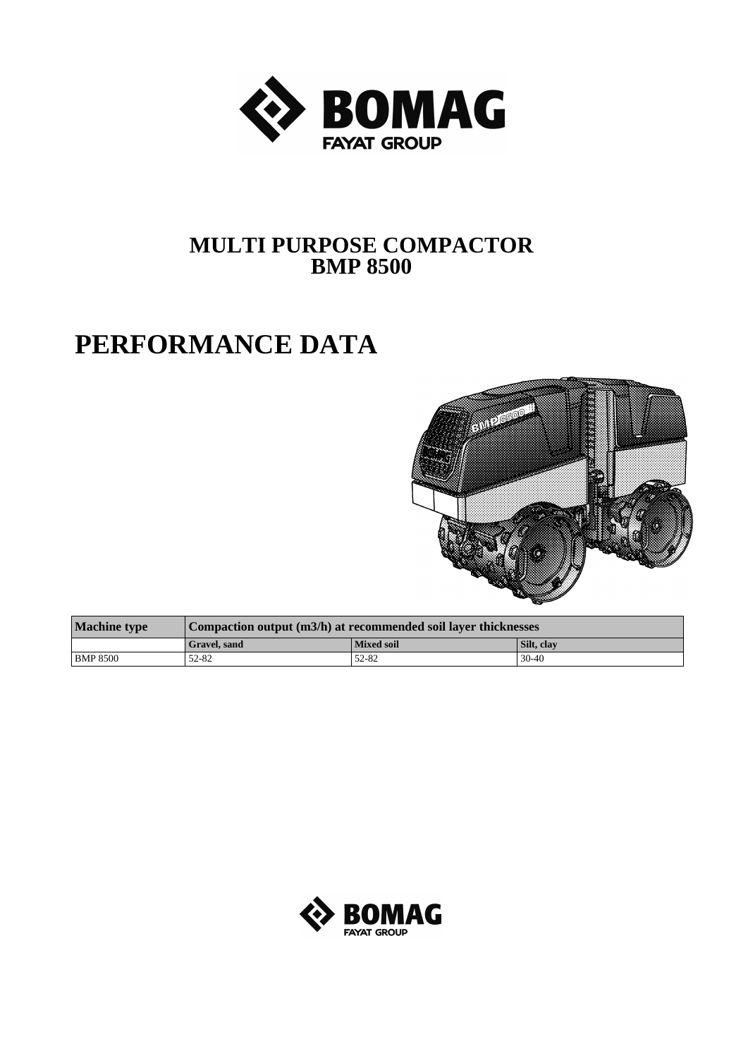# MULTI PURPOSE COMPACTOR
# BMP 8500

## PERFORMANCE DATA

| Machine type | Compaction output (m3/h) at recommended soil layer thicknesses | | |
|---|---|---|---|
| | **Gravel, sand** | **Mixed soil** | **Silt, clay** |
| BMP 8500 | 52-82 | 52-82 | 30-40 |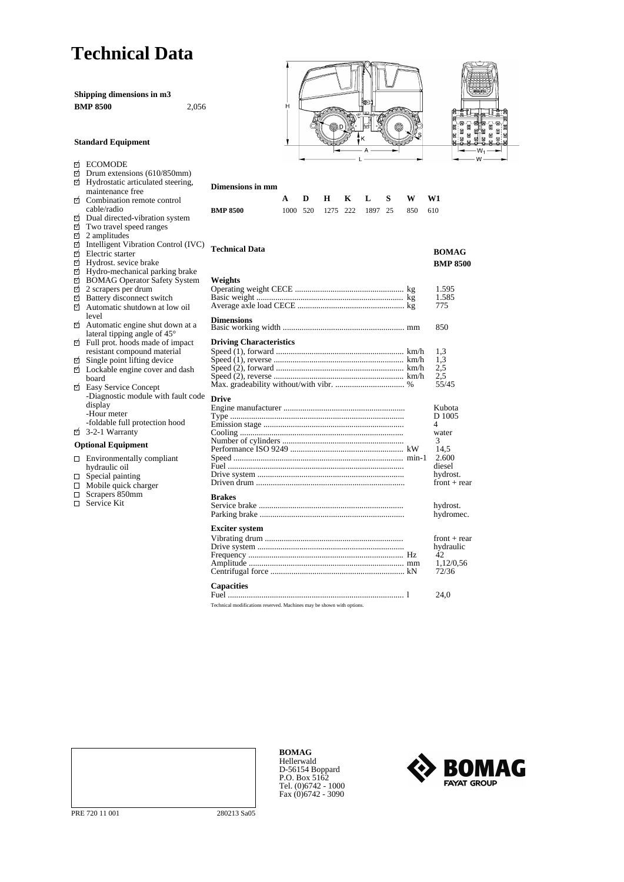# Technical Data

**Shipping dimensions in m3**

**BMP 8500** 2,056

**Standard Equipment**

- ☑ ECOMODE
- ☑ Drum extensions (610/850mm)
- ☑ Hydrostatic articulated steering, maintenance free
- ☑ Combination remote control cable/radio
- ☑ Dual directed-vibration system
- ☑ Two travel speed ranges
- ☑ 2 amplitudes
- ☑ Intelligent Vibration Control (IVC)
- ☑ Electric starter
- ☑ Hydrost. sevice brake
- ☑ Hydro-mechanical parking brake
- ☑ BOMAG Operator Safety System
- ☑ 2 scrapers per drum
- ☑ Battery disconnect switch
- ☑ Automatic shutdown at low oil level
- ☑ Automatic engine shut down at a lateral tipping angle of 45°
- ☑ Full prot. hoods made of impact resistant compound material
- ☑ Single point lifting device
- ☑ Lockable engine cover and dash board
- ☑ Easy Service Concept
  - -Diagnostic module with fault code display
  - -Hour meter
  - -foldable full protection hood
- ☑ 3-2-1 Warranty

**Optional Equipment**

- ☐ Environmentally compliant hydraulic oil
- ☐ Special painting
- ☐ Mobile quick charger
- ☐ Scrapers 850mm
- ☐ Service Kit

H
D
K
S
A
L
W1
W

**Dimensions in mm**

| | A | D | H | K | L | S | W | W1 |
|---|---|---|---|---|---|---|---|---|
| **BMP 8500** | 1000 | 520 | 1275 | 222 | 1897 | 25 | 850 | 610 |

| **Technical Data** | | **BOMAG BMP 8500** |
|---|---|---|
| **Weights** | | |
| Operating weight CECE | kg | 1.595 |
| Basic weight | kg | 1.585 |
| Average axle load CECE | kg | 775 |
| **Dimensions** | | |
| Basic working width | mm | 850 |
| **Driving Characteristics** | | |
| Speed (1), forward | km/h | 1,3 |
| Speed (1), reverse | km/h | 1,3 |
| Speed (2), forward | km/h | 2,5 |
| Speed (2), reverse | km/h | 2,5 |
| Max. gradeability without/with vibr. | % | 55/45 |
| **Drive** | | |
| Engine manufacturer | | Kubota |
| Type | | D 1005 |
| Emission stage | | 4 |
| Cooling | | water |
| Number of cylinders | | 3 |
| Performance ISO 9249 | kW | 14,5 |
| Speed | min-1 | 2.600 |
| Fuel | | diesel |
| Drive system | | hydrost. |
| Driven drum | | front + rear |
| **Brakes** | | |
| Service brake | | hydrost. |
| Parking brake | | hydromec. |
| **Exciter system** | | |
| Vibrating drum | | front + rear |
| Drive system | | hydraulic |
| Frequency | Hz | 42 |
| Amplitude | mm | 1,12/0,56 |
| Centrifugal force | kN | 72/36 |
| **Capacities** | | |
| Fuel | l | 24,0 |

Technical modifications reserved. Machines may be shown with options.

**BOMAG**
Hellerwald
D-56154 Boppard
P.O. Box 5162
Tel. (0)6742 - 1000
Fax (0)6742 - 3090

BOMAG FAYAT GROUP

PRE 720 11 001 280213 Sa05